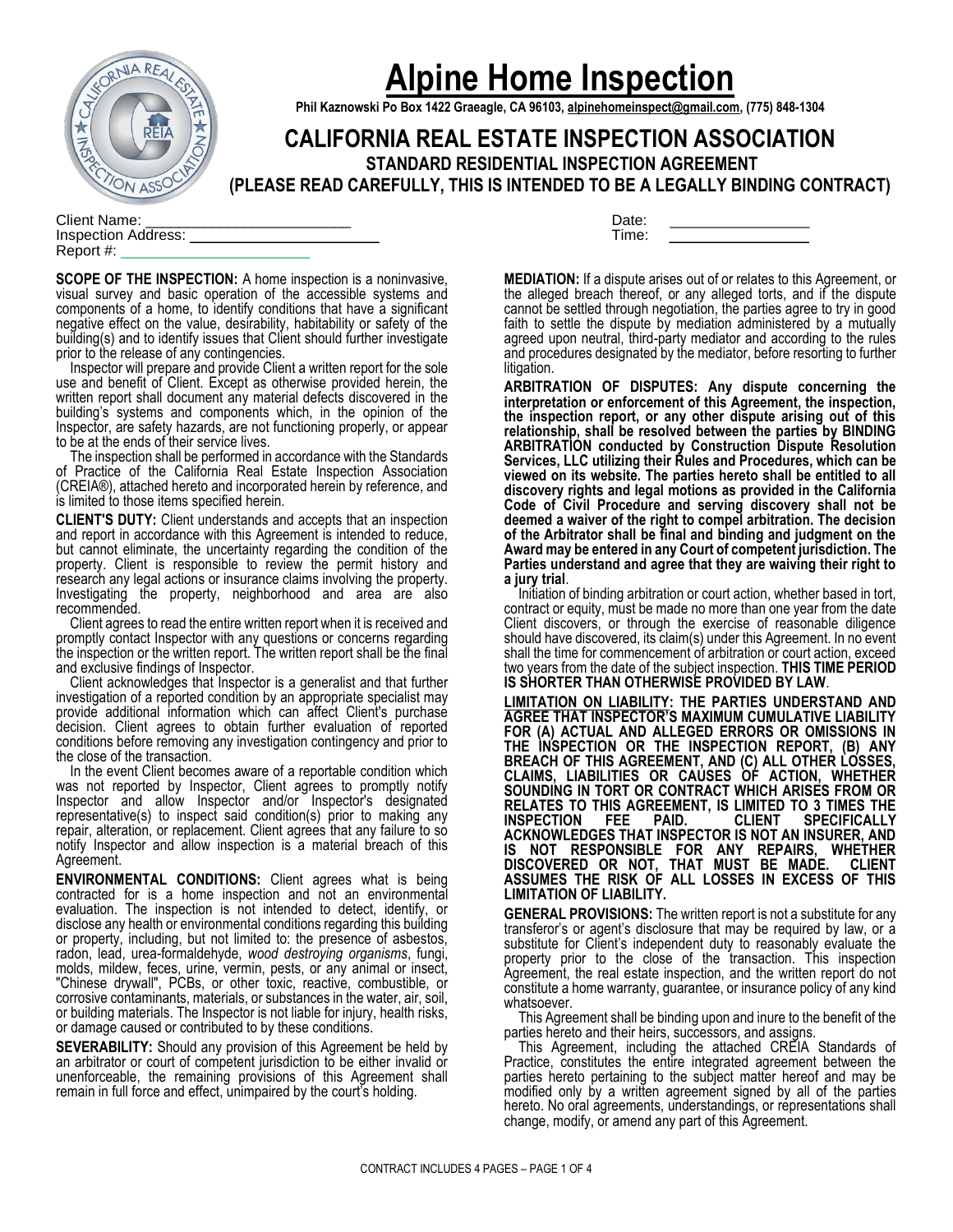# Alpine Home Inspection

**Phil Kaznowski Po Box 1422 Graeagle, CA 96103, alpinehomeinspect@gmail.com, (775) 848-1304**

## CALIFORNIA REAL ESTATE INSPECTION ASSOCIATION

### STANDARD RESIDENTIAL INSPECTION AGREEMENT

### (PLEASE READ CAREFULLY, THIS IS INTENDED TO BE A LEGALLY BINDING CONTRACT)

Client Name: ________________________

Inspection Address: ______________________

Report #: ______________________

Date: ________________

Time: ________________

**SCOPE OF THE INSPECTION:** A home inspection is a noninvasive, visual survey and basic operation of the accessible systems and components of a home, to identify conditions that have a significant negative effect on the value, desirability, habitability or safety of the building(s) and to identify issues that Client should further investigate prior to the release of any contingencies.

Inspector will prepare and provide Client a written report for the sole use and benefit of Client. Except as otherwise provided herein, the written report shall document any material defects discovered in the building's systems and components which, in the opinion of the Inspector, are safety hazards, are not functioning properly, or appear to be at the ends of their service lives.

The inspection shall be performed in accordance with the Standards of Practice of the California Real Estate Inspection Association (CREIA®), attached hereto and incorporated herein by reference, and is limited to those items specified herein.

**CLIENT'S DUTY:** Client understands and accepts that an inspection and report in accordance with this Agreement is intended to reduce, but cannot eliminate, the uncertainty regarding the condition of the property. Client is responsible to review the permit history and research any legal actions or insurance claims involving the property. Investigating the property, neighborhood and area are also recommended.

Client agrees to read the entire written report when it is received and promptly contact Inspector with any questions or concerns regarding the inspection or the written report. The written report shall be the final and exclusive findings of Inspector.

Client acknowledges that Inspector is a generalist and that further investigation of a reported condition by an appropriate specialist may provide additional information which can affect Client's purchase decision. Client agrees to obtain further evaluation of reported conditions before removing any investigation contingency and prior to the close of the transaction.

In the event Client becomes aware of a reportable condition which was not reported by Inspector, Client agrees to promptly notify Inspector and allow Inspector and/or Inspector's designated representative(s) to inspect said condition(s) prior to making any repair, alteration, or replacement. Client agrees that any failure to so notify Inspector and allow inspection is a material breach of this Agreement.

**ENVIRONMENTAL CONDITIONS:** Client agrees what is being contracted for is a home inspection and not an environmental evaluation. The inspection is not intended to detect, identify, or disclose any health or environmental conditions regarding this building or property, including, but not limited to: the presence of asbestos, radon, lead, urea-formaldehyde, *wood destroying organisms*, fungi, molds, mildew, feces, urine, vermin, pests, or any animal or insect, "Chinese drywall", PCBs, or other toxic, reactive, combustible, or corrosive contaminants, materials, or substances in the water, air, soil, or building materials. The Inspector is not liable for injury, health risks, or damage caused or contributed to by these conditions.

**SEVERABILITY:** Should any provision of this Agreement be held by an arbitrator or court of competent jurisdiction to be either invalid or unenforceable, the remaining provisions of this Agreement shall remain in full force and effect, unimpaired by the court's holding.

**MEDIATION:** If a dispute arises out of or relates to this Agreement, or the alleged breach thereof, or any alleged torts, and if the dispute cannot be settled through negotiation, the parties agree to try in good faith to settle the dispute by mediation administered by a mutually agreed upon neutral, third-party mediator and according to the rules and procedures designated by the mediator, before resorting to further litigation.

**ARBITRATION OF DISPUTES: Any dispute concerning the interpretation or enforcement of this Agreement, the inspection, the inspection report, or any other dispute arising out of this relationship, shall be resolved between the parties by BINDING ARBITRATION conducted by Construction Dispute Resolution Services, LLC utilizing their Rules and Procedures, which can be viewed on its website. The parties hereto shall be entitled to all discovery rights and legal motions as provided in the California Code of Civil Procedure and serving discovery shall not be deemed a waiver of the right to compel arbitration. The decision of the Arbitrator shall be final and binding and judgment on the Award may be entered in any Court of competent jurisdiction. The Parties understand and agree that they are waiving their right to a jury trial**.

Initiation of binding arbitration or court action, whether based in tort, contract or equity, must be made no more than one year from the date Client discovers, or through the exercise of reasonable diligence should have discovered, its claim(s) under this Agreement. In no event shall the time for commencement of arbitration or court action, exceed two years from the date of the subject inspection. **THIS TIME PERIOD IS SHORTER THAN OTHERWISE PROVIDED BY LAW**.

**LIMITATION ON LIABILITY: THE PARTIES UNDERSTAND AND AGREE THAT INSPECTOR'S MAXIMUM CUMULATIVE LIABILITY FOR (A) ACTUAL AND ALLEGED ERRORS OR OMISSIONS IN THE INSPECTION OR THE INSPECTION REPORT, (B) ANY BREACH OF THIS AGREEMENT, AND (C) ALL OTHER LOSSES, CLAIMS, LIABILITIES OR CAUSES OF ACTION, WHETHER SOUNDING IN TORT OR CONTRACT WHICH ARISES FROM OR RELATES TO THIS AGREEMENT, IS LIMITED TO 3 TIMES THE INSPECTION FEE PAID. CLIENT SPECIFICALLY ACKNOWLEDGES THAT INSPECTOR IS NOT AN INSURER, AND IS NOT RESPONSIBLE FOR ANY REPAIRS, WHETHER DISCOVERED OR NOT, THAT MUST BE MADE. CLIENT ASSUMES THE RISK OF ALL LOSSES IN EXCESS OF THIS LIMITATION OF LIABILITY.**

**GENERAL PROVISIONS:** The written report is not a substitute for any transferor's or agent's disclosure that may be required by law, or a substitute for Client's independent duty to reasonably evaluate the property prior to the close of the transaction. This inspection Agreement, the real estate inspection, and the written report do not constitute a home warranty, guarantee, or insurance policy of any kind whatsoever.

This Agreement shall be binding upon and inure to the benefit of the parties hereto and their heirs, successors, and assigns.

This Agreement, including the attached CREIA Standards of Practice, constitutes the entire integrated agreement between the parties hereto pertaining to the subject matter hereof and may be modified only by a written agreement signed by all of the parties hereto. No oral agreements, understandings, or representations shall change, modify, or amend any part of this Agreement.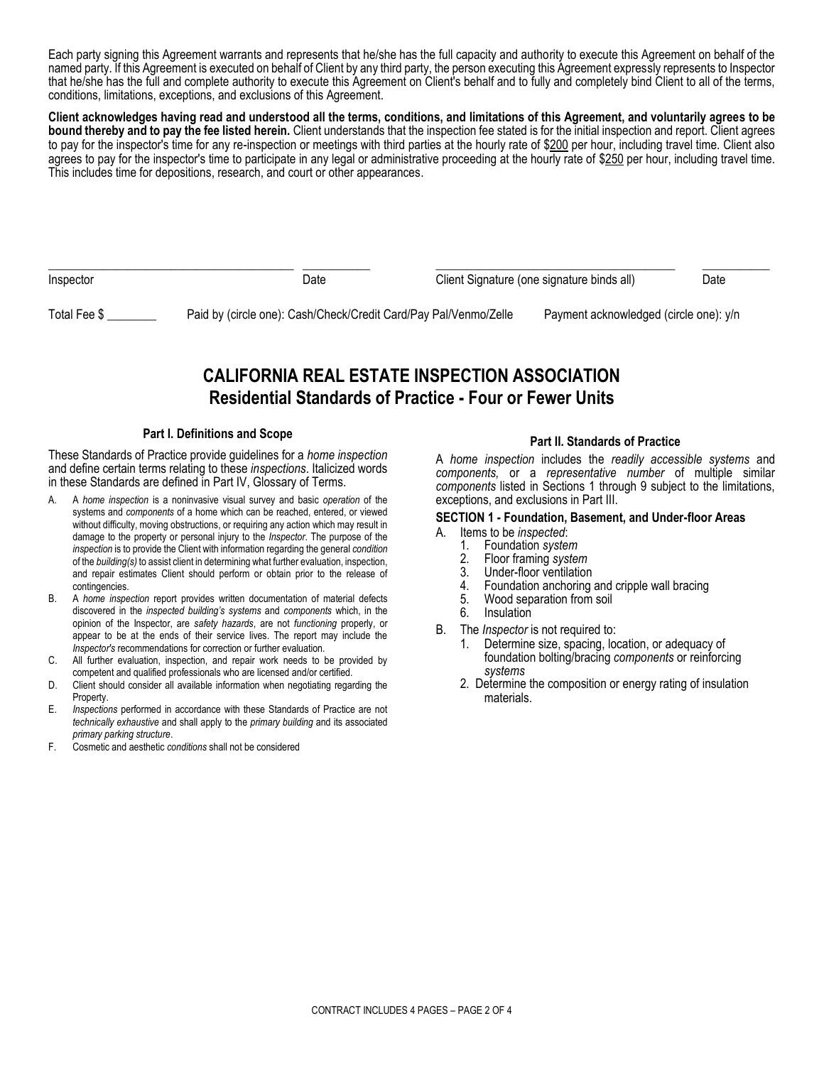Each party signing this Agreement warrants and represents that he/she has the full capacity and authority to execute this Agreement on behalf of the named party. If this Agreement is executed on behalf of Client by any third party, the person executing this Agreement expressly represents to Inspector that he/she has the full and complete authority to execute this Agreement on Client's behalf and to fully and completely bind Client to all of the terms, conditions, limitations, exceptions, and exclusions of this Agreement.

**Client acknowledges having read and understood all the terms, conditions, and limitations of this Agreement, and voluntarily agrees to be bound thereby and to pay the fee listed herein.** Client understands that the inspection fee stated is for the initial inspection and report. Client agrees to pay for the inspector's time for any re-inspection or meetings with third parties at the hourly rate of $200 per hour, including travel time. Client also agrees to pay for the inspector's time to participate in any legal or administrative proceeding at the hourly rate of $250 per hour, including travel time. This includes time for depositions, research, and court or other appearances.

| | | | |
|---|---|---|---|
| ______________________ | __________ | ______________________ | __________ |
| Inspector | Date | Client Signature (one signature binds all) | Date |

Total Fee $ ________ Paid by (circle one): Cash/Check/Credit Card/Pay Pal/Venmo/Zelle Payment acknowledged (circle one): y/n

# CALIFORNIA REAL ESTATE INSPECTION ASSOCIATION
## Residential Standards of Practice - Four or Fewer Units

### Part I. Definitions and Scope

These Standards of Practice provide guidelines for a *home inspection* and define certain terms relating to these *inspections*. Italicized words in these Standards are defined in Part IV, Glossary of Terms.

A. A *home inspection* is a noninvasive visual survey and basic *operation* of the systems and *components* of a home which can be reached, entered, or viewed without difficulty, moving obstructions, or requiring any action which may result in damage to the property or personal injury to the *Inspector*. The purpose of the *inspection* is to provide the Client with information regarding the general *condition* of the *building(s)* to assist client in determining what further evaluation, inspection, and repair estimates Client should perform or obtain prior to the release of contingencies.

B. A *home inspection* report provides written documentation of material defects discovered in the *inspected building's systems* and *components* which, in the opinion of the Inspector, are *safety hazards*, are not *functioning* properly, or appear to be at the ends of their service lives. The report may include the *Inspector's* recommendations for correction or further evaluation.

C. All further evaluation, inspection, and repair work needs to be provided by competent and qualified professionals who are licensed and/or certified.

D. Client should consider all available information when negotiating regarding the Property.

E. *Inspections* performed in accordance with these Standards of Practice are not *technically exhaustive* and shall apply to the *primary building* and its associated *primary parking structure*.

F. Cosmetic and aesthetic *conditions* shall not be considered

### Part II. Standards of Practice

A *home inspection* includes the *readily accessible systems* and *components,* or a *representative number* of multiple similar *components* listed in Sections 1 through 9 subject to the limitations, exceptions, and exclusions in Part III.

**SECTION 1 - Foundation, Basement, and Under-floor Areas**

A. Items to be *inspected*:
   1. Foundation *system*
   2. Floor framing *system*
   3. Under-floor ventilation
   4. Foundation anchoring and cripple wall bracing
   5. Wood separation from soil
   6. Insulation

B. The *Inspector* is not required to:
   1. Determine size, spacing, location, or adequacy of foundation bolting/bracing *components* or reinforcing *systems*
   2. Determine the composition or energy rating of insulation materials.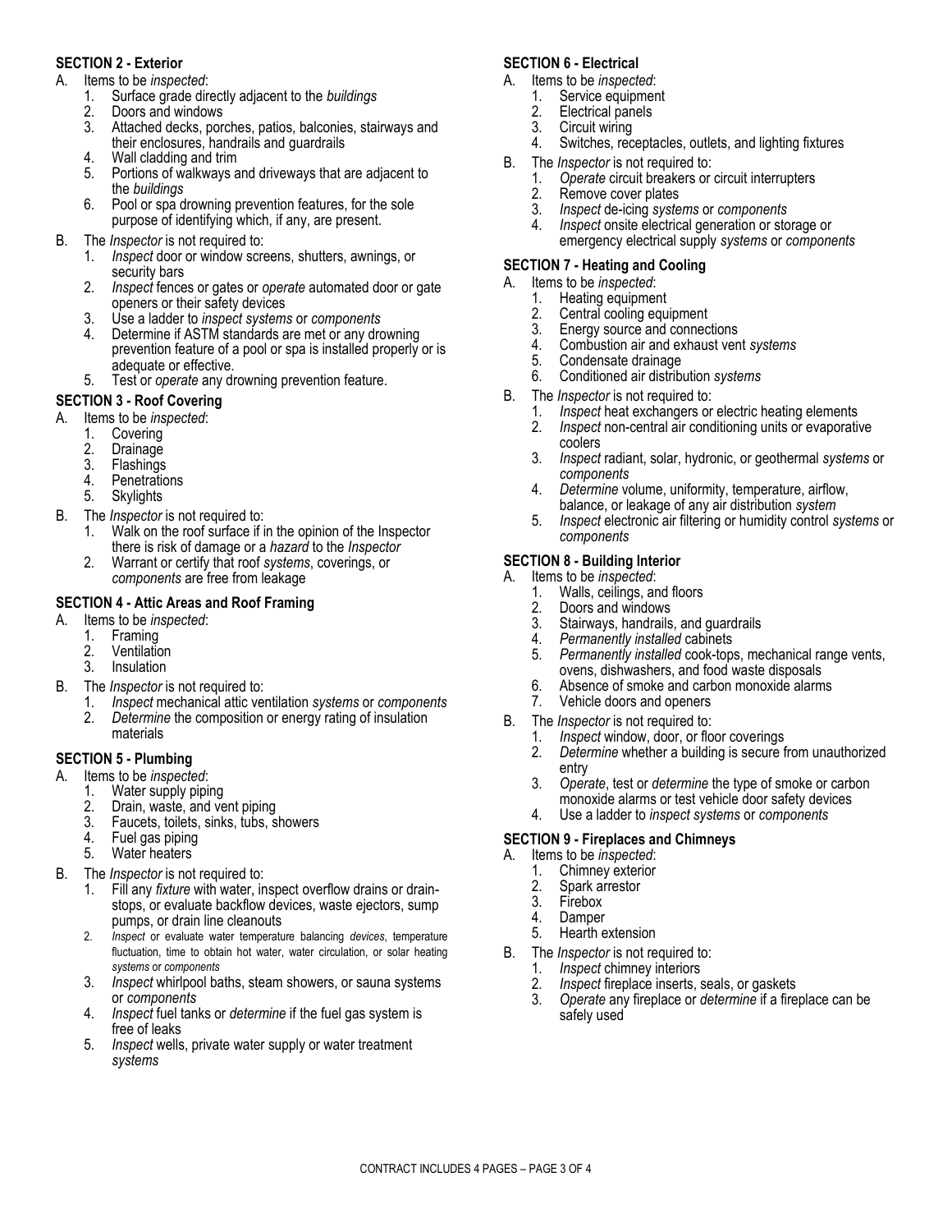## SECTION 2 - Exterior

A. Items to be *inspected*:
   1. Surface grade directly adjacent to the *buildings*
   2. Doors and windows
   3. Attached decks, porches, patios, balconies, stairways and their enclosures, handrails and guardrails
   4. Wall cladding and trim
   5. Portions of walkways and driveways that are adjacent to the *buildings*
   6. Pool or spa drowning prevention features, for the sole purpose of identifying which, if any, are present.

B. The *Inspector* is not required to:
   1. *Inspect* door or window screens, shutters, awnings, or security bars
   2. *Inspect* fences or gates or *operate* automated door or gate openers or their safety devices
   3. Use a ladder to *inspect systems* or *components*
   4. Determine if ASTM standards are met or any drowning prevention feature of a pool or spa is installed properly or is adequate or effective.
   5. Test or *operate* any drowning prevention feature.

## SECTION 3 - Roof Covering

A. Items to be *inspected*:
   1. Covering
   2. Drainage
   3. Flashings
   4. Penetrations
   5. Skylights

B. The *Inspector* is not required to:
   1. Walk on the roof surface if in the opinion of the Inspector there is risk of damage or a *hazard* to the *Inspector*
   2. Warrant or certify that roof *systems*, coverings, or *components* are free from leakage

## SECTION 4 - Attic Areas and Roof Framing

A. Items to be *inspected*:
   1. Framing
   2. Ventilation
   3. Insulation

B. The *Inspector* is not required to:
   1. *Inspect* mechanical attic ventilation *systems* or *components*
   2. *Determine* the composition or energy rating of insulation materials

## SECTION 5 - Plumbing

A. Items to be *inspected*:
   1. Water supply piping
   2. Drain, waste, and vent piping
   3. Faucets, toilets, sinks, tubs, showers
   4. Fuel gas piping
   5. Water heaters

B. The *Inspector* is not required to:
   1. Fill any *fixture* with water, inspect overflow drains or drain-stops, or evaluate backflow devices, waste ejectors, sump pumps, or drain line cleanouts
   2. *Inspect* or evaluate water temperature balancing *devices*, temperature fluctuation, time to obtain hot water, water circulation, or solar heating *systems* or *components*
   3. *Inspect* whirlpool baths, steam showers, or sauna systems or *components*
   4. *Inspect* fuel tanks or *determine* if the fuel gas system is free of leaks
   5. *Inspect* wells, private water supply or water treatment *systems*

## SECTION 6 - Electrical

A. Items to be *inspected*:
   1. Service equipment
   2. Electrical panels
   3. Circuit wiring
   4. Switches, receptacles, outlets, and lighting fixtures

B. The *Inspector* is not required to:
   1. *Operate* circuit breakers or circuit interrupters
   2. Remove cover plates
   3. *Inspect* de-icing *systems* or *components*
   4. *Inspect* onsite electrical generation or storage or emergency electrical supply *systems* or *components*

## SECTION 7 - Heating and Cooling

A. Items to be *inspected*:
   1. Heating equipment
   2. Central cooling equipment
   3. Energy source and connections
   4. Combustion air and exhaust vent *systems*
   5. Condensate drainage
   6. Conditioned air distribution *systems*

B. The *Inspector* is not required to:
   1. *Inspect* heat exchangers or electric heating elements
   2. *Inspect* non-central air conditioning units or evaporative coolers
   3. *Inspect* radiant, solar, hydronic, or geothermal *systems* or *components*
   4. *Determine* volume, uniformity, temperature, airflow, balance, or leakage of any air distribution *system*
   5. *Inspect* electronic air filtering or humidity control *systems* or *components*

## SECTION 8 - Building Interior

A. Items to be *inspected*:
   1. Walls, ceilings, and floors
   2. Doors and windows
   3. Stairways, handrails, and guardrails
   4. *Permanently installed* cabinets
   5. *Permanently installed* cook-tops, mechanical range vents, ovens, dishwashers, and food waste disposals
   6. Absence of smoke and carbon monoxide alarms
   7. Vehicle doors and openers

B. The *Inspector* is not required to:
   1. *Inspect* window, door, or floor coverings
   2. *Determine* whether a building is secure from unauthorized entry
   3. *Operate*, test or *determine* the type of smoke or carbon monoxide alarms or test vehicle door safety devices
   4. Use a ladder to *inspect systems* or *components*

## SECTION 9 - Fireplaces and Chimneys

A. Items to be *inspected*:
   1. Chimney exterior
   2. Spark arrestor
   3. Firebox
   4. Damper
   5. Hearth extension

B. The *Inspector* is not required to:
   1. *Inspect* chimney interiors
   2. *Inspect* fireplace inserts, seals, or gaskets
   3. *Operate* any fireplace or *determine* if a fireplace can be safely used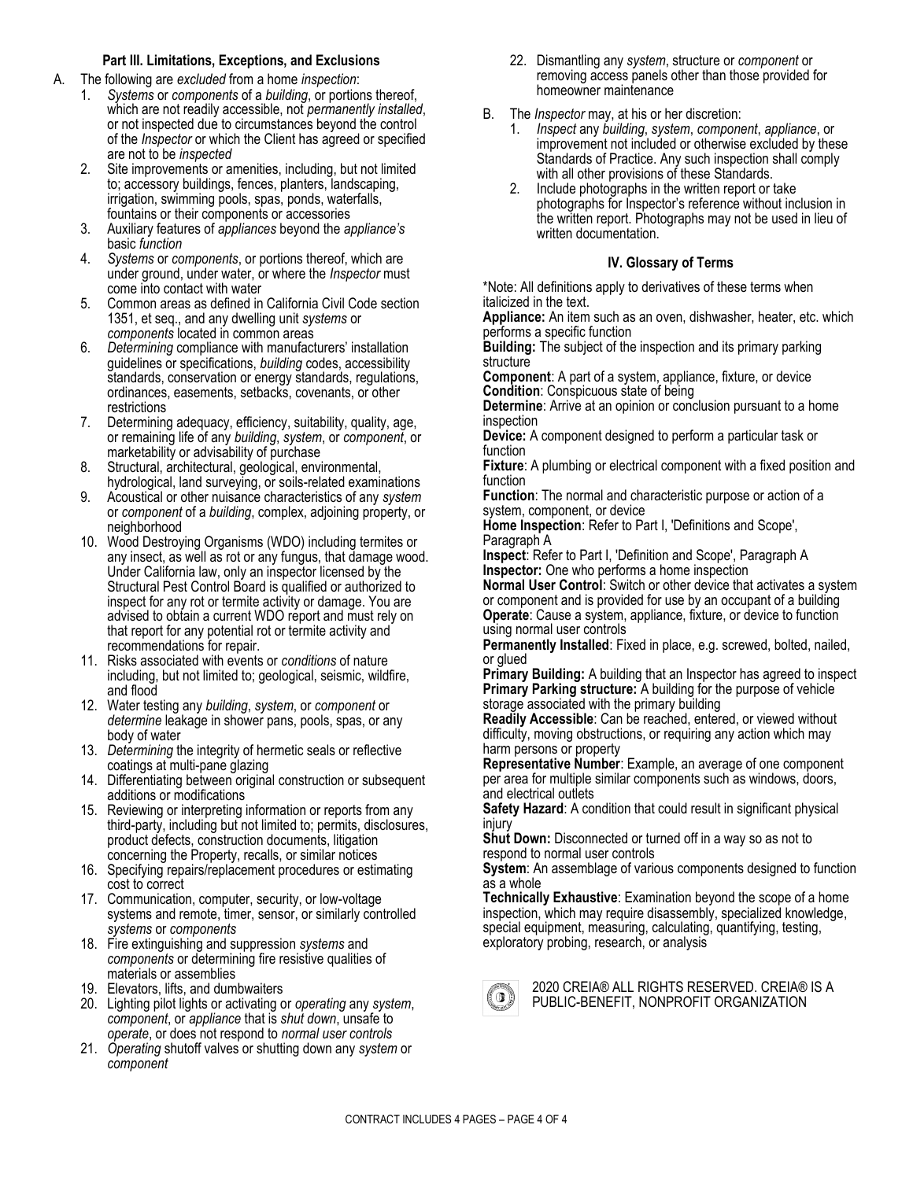### Part III. Limitations, Exceptions, and Exclusions

A. The following are *excluded* from a home *inspection*:
   1. *Systems* or *components* of a *building*, or portions thereof, which are not readily accessible, not *permanently installed*, or not inspected due to circumstances beyond the control of the *Inspector* or which the Client has agreed or specified are not to be *inspected*
   2. Site improvements or amenities, including, but not limited to; accessory buildings, fences, planters, landscaping, irrigation, swimming pools, spas, ponds, waterfalls, fountains or their components or accessories
   3. Auxiliary features of *appliances* beyond the *appliance's* basic *function*
   4. *Systems* or *components*, or portions thereof, which are under ground, under water, or where the *Inspector* must come into contact with water
   5. Common areas as defined in California Civil Code section 1351, et seq., and any dwelling unit *systems* or *components* located in common areas
   6. *Determining* compliance with manufacturers' installation guidelines or specifications, *building* codes, accessibility standards, conservation or energy standards, regulations, ordinances, easements, setbacks, covenants, or other restrictions
   7. Determining adequacy, efficiency, suitability, quality, age, or remaining life of any *building*, *system*, or *component*, or marketability or advisability of purchase
   8. Structural, architectural, geological, environmental, hydrological, land surveying, or soils-related examinations
   9. Acoustical or other nuisance characteristics of any *system* or *component* of a *building*, complex, adjoining property, or neighborhood
   10. Wood Destroying Organisms (WDO) including termites or any insect, as well as rot or any fungus, that damage wood. Under California law, only an inspector licensed by the Structural Pest Control Board is qualified or authorized to inspect for any rot or termite activity or damage. You are advised to obtain a current WDO report and must rely on that report for any potential rot or termite activity and recommendations for repair.
   11. Risks associated with events or *conditions* of nature including, but not limited to; geological, seismic, wildfire, and flood
   12. Water testing any *building*, *system*, or *component* or *determine* leakage in shower pans, pools, spas, or any body of water
   13. *Determining* the integrity of hermetic seals or reflective coatings at multi-pane glazing
   14. Differentiating between original construction or subsequent additions or modifications
   15. Reviewing or interpreting information or reports from any third-party, including but not limited to; permits, disclosures, product defects, construction documents, litigation concerning the Property, recalls, or similar notices
   16. Specifying repairs/replacement procedures or estimating cost to correct
   17. Communication, computer, security, or low-voltage systems and remote, timer, sensor, or similarly controlled *systems* or *components*
   18. Fire extinguishing and suppression *systems* and *components* or determining fire resistive qualities of materials or assemblies
   19. Elevators, lifts, and dumbwaiters
   20. Lighting pilot lights or activating or *operating* any *system*, *component*, or *appliance* that is *shut down*, unsafe to *operate*, or does not respond to *normal user controls*
   21. *Operating* shutoff valves or shutting down any *system* or *component*
   22. Dismantling any *system*, structure or *component* or removing access panels other than those provided for homeowner maintenance

B. The *Inspector* may, at his or her discretion:
   1. *Inspect* any *building*, *system*, *component*, *appliance*, or improvement not included or otherwise excluded by these Standards of Practice. Any such inspection shall comply with all other provisions of these Standards.
   2. Include photographs in the written report or take photographs for Inspector's reference without inclusion in the written report. Photographs may not be used in lieu of written documentation.

### IV. Glossary of Terms

*Note: All definitions apply to derivatives of these terms when italicized in the text.

**Appliance:** An item such as an oven, dishwasher, heater, etc. which performs a specific function

**Building:** The subject of the inspection and its primary parking structure

**Component**: A part of a system, appliance, fixture, or device

**Condition**: Conspicuous state of being

**Determine**: Arrive at an opinion or conclusion pursuant to a home inspection

**Device:** A component designed to perform a particular task or function

**Fixture**: A plumbing or electrical component with a fixed position and function

**Function**: The normal and characteristic purpose or action of a system, component, or device

**Home Inspection**: Refer to Part I, 'Definitions and Scope', Paragraph A

**Inspect**: Refer to Part I, 'Definition and Scope', Paragraph A

**Inspector:** One who performs a home inspection

**Normal User Control**: Switch or other device that activates a system or component and is provided for use by an occupant of a building

**Operate**: Cause a system, appliance, fixture, or device to function using normal user controls

**Permanently Installed**: Fixed in place, e.g. screwed, bolted, nailed, or glued

**Primary Building:** A building that an Inspector has agreed to inspect

**Primary Parking structure:** A building for the purpose of vehicle storage associated with the primary building

**Readily Accessible**: Can be reached, entered, or viewed without difficulty, moving obstructions, or requiring any action which may harm persons or property

**Representative Number**: Example, an average of one component per area for multiple similar components such as windows, doors, and electrical outlets

**Safety Hazard**: A condition that could result in significant physical injury

**Shut Down:** Disconnected or turned off in a way so as not to respond to normal user controls

**System**: An assemblage of various components designed to function as a whole

**Technically Exhaustive**: Examination beyond the scope of a home inspection, which may require disassembly, specialized knowledge, special equipment, measuring, calculating, quantifying, testing, exploratory probing, research, or analysis

2020 CREIA® ALL RIGHTS RESERVED. CREIA® IS A PUBLIC-BENEFIT, NONPROFIT ORGANIZATION